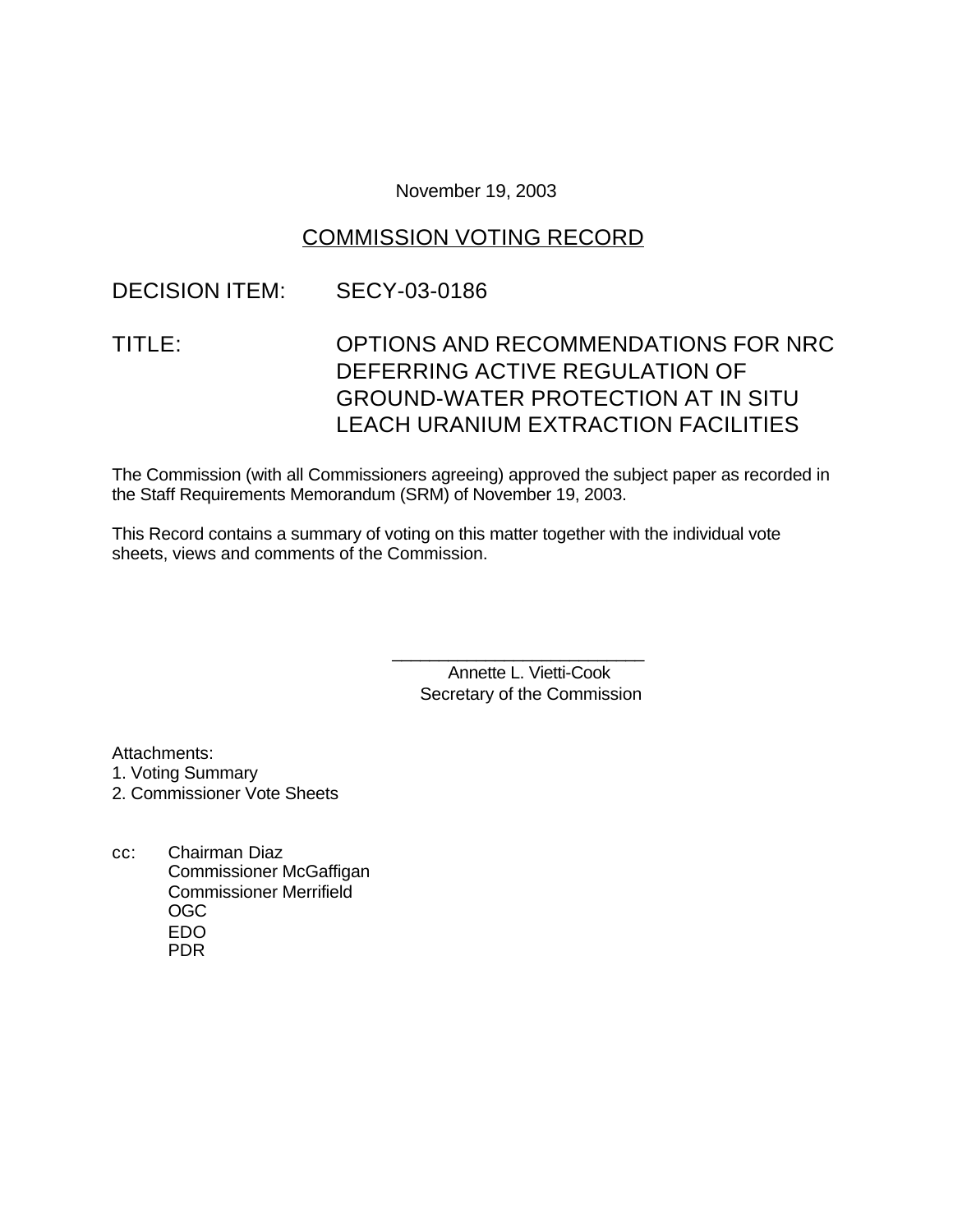November 19, 2003

# COMMISSION VOTING RECORD

DECISION ITEM: SECY-03-0186

TITLE: OPTIONS AND RECOMMENDATIONS FOR NRC DEFERRING ACTIVE REGULATION OF GROUND-WATER PROTECTION AT IN SITU LEACH URANIUM EXTRACTION FACILITIES

The Commission (with all Commissioners agreeing) approved the subject paper as recorded in the Staff Requirements Memorandum (SRM) of November 19, 2003.

This Record contains a summary of voting on this matter together with the individual vote sheets, views and comments of the Commission.

\_\_\_\_\_\_\_\_\_\_\_\_\_\_\_\_\_\_\_\_\_\_\_\_\_\_\_

Annette L. Vietti-Cook
Secretary of the Commission

Attachments:

1. Voting Summary
2. Commissioner Vote Sheets

cc: Chairman Diaz
Commissioner McGaffigan
Commissioner Merrifield
OGC
EDO
PDR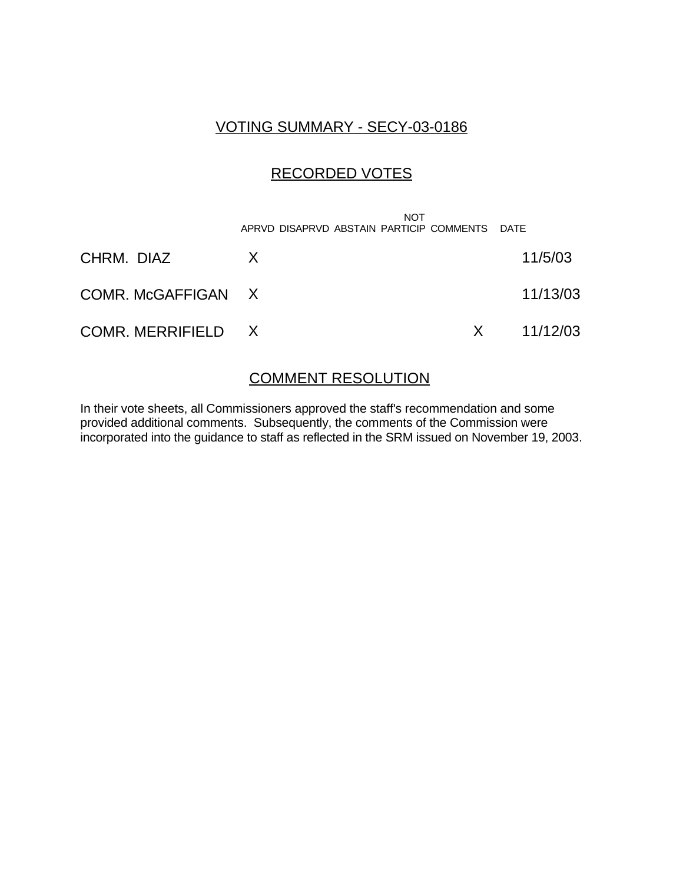# VOTING SUMMARY - SECY-03-0186

## RECORDED VOTES

| | APRVD | DISAPRVD | ABSTAIN | NOT PARTICIP | COMMENTS | DATE |
|---|---|---|---|---|---|---|
| CHRM. DIAZ | X | | | | | 11/5/03 |
| COMR. McGAFFIGAN | X | | | | | 11/13/03 |
| COMR. MERRIFIELD | X | | | | X | 11/12/03 |

## COMMENT RESOLUTION

In their vote sheets, all Commissioners approved the staff's recommendation and some provided additional comments. Subsequently, the comments of the Commission were incorporated into the guidance to staff as reflected in the SRM issued on November 19, 2003.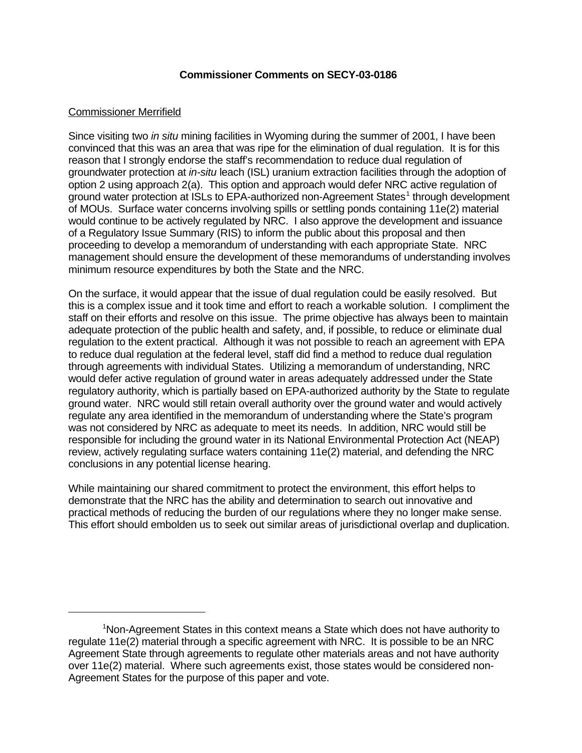**Commissioner Comments on SECY-03-0186**

Commissioner Merrifield

Since visiting two *in situ* mining facilities in Wyoming during the summer of 2001, I have been convinced that this was an area that was ripe for the elimination of dual regulation. It is for this reason that I strongly endorse the staff's recommendation to reduce dual regulation of groundwater protection at *in-situ* leach (ISL) uranium extraction facilities through the adoption of option 2 using approach 2(a). This option and approach would defer NRC active regulation of ground water protection at ISLs to EPA-authorized non-Agreement States[1] through development of MOUs. Surface water concerns involving spills or settling ponds containing 11e(2) material would continue to be actively regulated by NRC. I also approve the development and issuance of a Regulatory Issue Summary (RIS) to inform the public about this proposal and then proceeding to develop a memorandum of understanding with each appropriate State. NRC management should ensure the development of these memorandums of understanding involves minimum resource expenditures by both the State and the NRC.

On the surface, it would appear that the issue of dual regulation could be easily resolved. But this is a complex issue and it took time and effort to reach a workable solution. I compliment the staff on their efforts and resolve on this issue. The prime objective has always been to maintain adequate protection of the public health and safety, and, if possible, to reduce or eliminate dual regulation to the extent practical. Although it was not possible to reach an agreement with EPA to reduce dual regulation at the federal level, staff did find a method to reduce dual regulation through agreements with individual States. Utilizing a memorandum of understanding, NRC would defer active regulation of ground water in areas adequately addressed under the State regulatory authority, which is partially based on EPA-authorized authority by the State to regulate ground water. NRC would still retain overall authority over the ground water and would actively regulate any area identified in the memorandum of understanding where the State's program was not considered by NRC as adequate to meet its needs. In addition, NRC would still be responsible for including the ground water in its National Environmental Protection Act (NEAP) review, actively regulating surface waters containing 11e(2) material, and defending the NRC conclusions in any potential license hearing.

While maintaining our shared commitment to protect the environment, this effort helps to demonstrate that the NRC has the ability and determination to search out innovative and practical methods of reducing the burden of our regulations where they no longer make sense. This effort should embolden us to seek out similar areas of jurisdictional overlap and duplication.

---

[1]Non-Agreement States in this context means a State which does not have authority to regulate 11e(2) material through a specific agreement with NRC. It is possible to be an NRC Agreement State through agreements to regulate other materials areas and not have authority over 11e(2) material. Where such agreements exist, those states would be considered non-Agreement States for the purpose of this paper and vote.